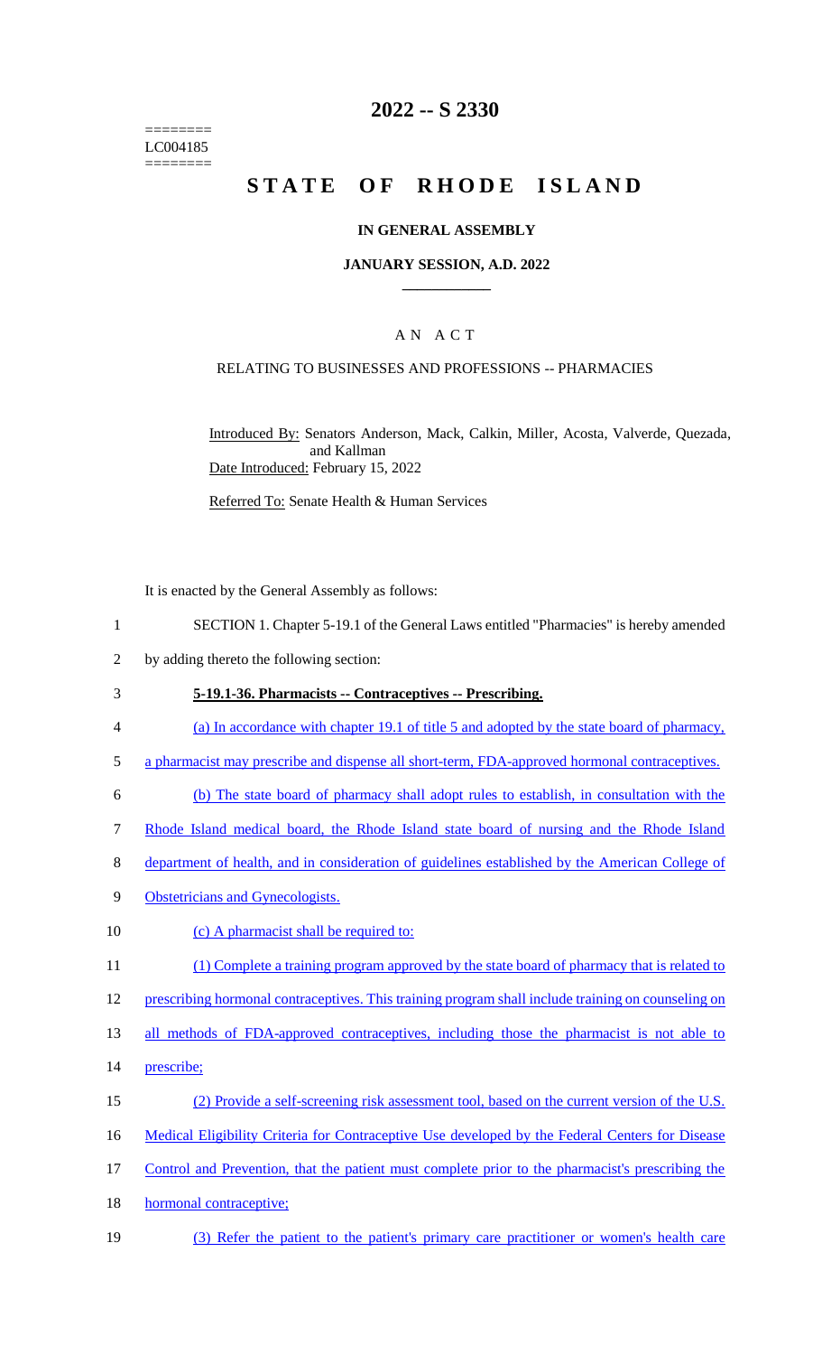========
LC004185
========

# 2022 -- S 2330

# STATE OF RHODE ISLAND

## IN GENERAL ASSEMBLY

### JANUARY SESSION, A.D. 2022

### A N A C T

RELATING TO BUSINESSES AND PROFESSIONS -- PHARMACIES

Introduced By: Senators Anderson, Mack, Calkin, Miller, Acosta, Valverde, Quezada, and Kallman

Date Introduced: February 15, 2022

Referred To: Senate Health & Human Services

It is enacted by the General Assembly as follows:

1 SECTION 1. Chapter 5-19.1 of the General Laws entitled "Pharmacies" is hereby amended
2 by adding thereto the following section:
3 **5-19.1-36. Pharmacists -- Contraceptives -- Prescribing.**
4 (a) In accordance with chapter 19.1 of title 5 and adopted by the state board of pharmacy,
5 a pharmacist may prescribe and dispense all short-term, FDA-approved hormonal contraceptives.
6 (b) The state board of pharmacy shall adopt rules to establish, in consultation with the
7 Rhode Island medical board, the Rhode Island state board of nursing and the Rhode Island
8 department of health, and in consideration of guidelines established by the American College of
9 Obstetricians and Gynecologists.
10 (c) A pharmacist shall be required to:
11 (1) Complete a training program approved by the state board of pharmacy that is related to
12 prescribing hormonal contraceptives. This training program shall include training on counseling on
13 all methods of FDA-approved contraceptives, including those the pharmacist is not able to
14 prescribe;
15 (2) Provide a self-screening risk assessment tool, based on the current version of the U.S.
16 Medical Eligibility Criteria for Contraceptive Use developed by the Federal Centers for Disease
17 Control and Prevention, that the patient must complete prior to the pharmacist's prescribing the
18 hormonal contraceptive;
19 (3) Refer the patient to the patient's primary care practitioner or women's health care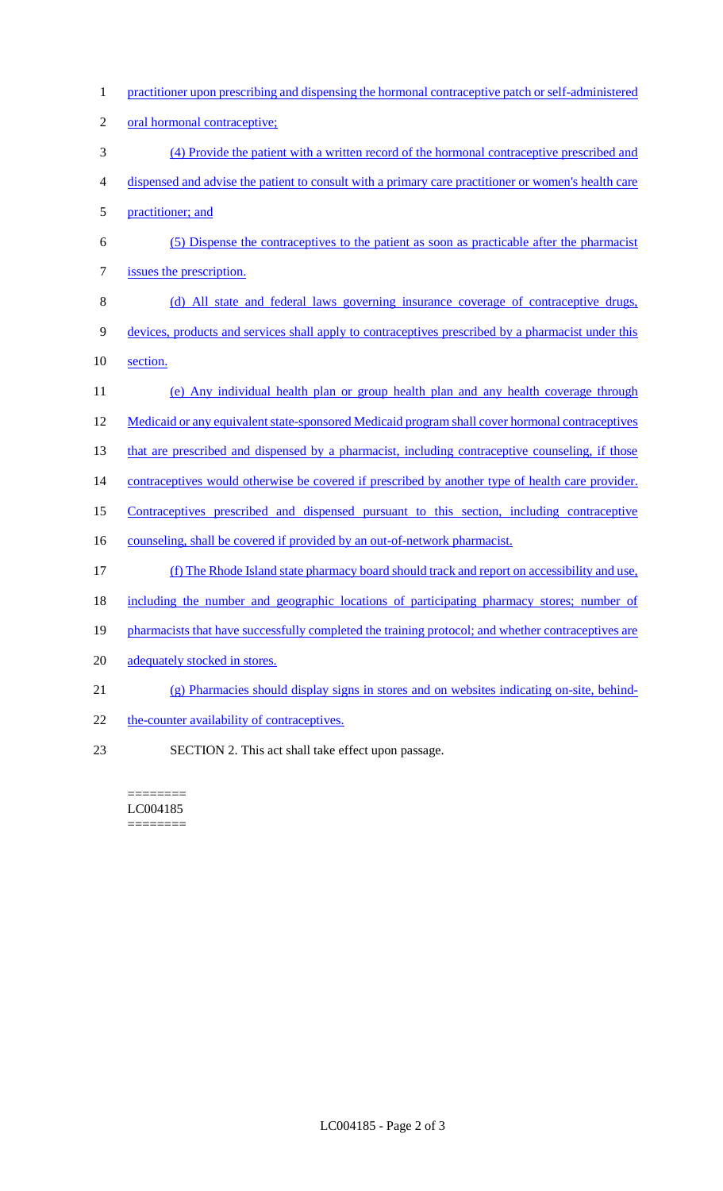practitioner upon prescribing and dispensing the hormonal contraceptive patch or self-administered oral hormonal contraceptive;

(4) Provide the patient with a written record of the hormonal contraceptive prescribed and dispensed and advise the patient to consult with a primary care practitioner or women's health care practitioner; and

(5) Dispense the contraceptives to the patient as soon as practicable after the pharmacist issues the prescription.

(d) All state and federal laws governing insurance coverage of contraceptive drugs, devices, products and services shall apply to contraceptives prescribed by a pharmacist under this section.

(e) Any individual health plan or group health plan and any health coverage through Medicaid or any equivalent state-sponsored Medicaid program shall cover hormonal contraceptives that are prescribed and dispensed by a pharmacist, including contraceptive counseling, if those contraceptives would otherwise be covered if prescribed by another type of health care provider. Contraceptives prescribed and dispensed pursuant to this section, including contraceptive counseling, shall be covered if provided by an out-of-network pharmacist.

(f) The Rhode Island state pharmacy board should track and report on accessibility and use, including the number and geographic locations of participating pharmacy stores; number of pharmacists that have successfully completed the training protocol; and whether contraceptives are adequately stocked in stores.

(g) Pharmacies should display signs in stores and on websites indicating on-site, behind-the-counter availability of contraceptives.

SECTION 2. This act shall take effect upon passage.

========
LC004185
========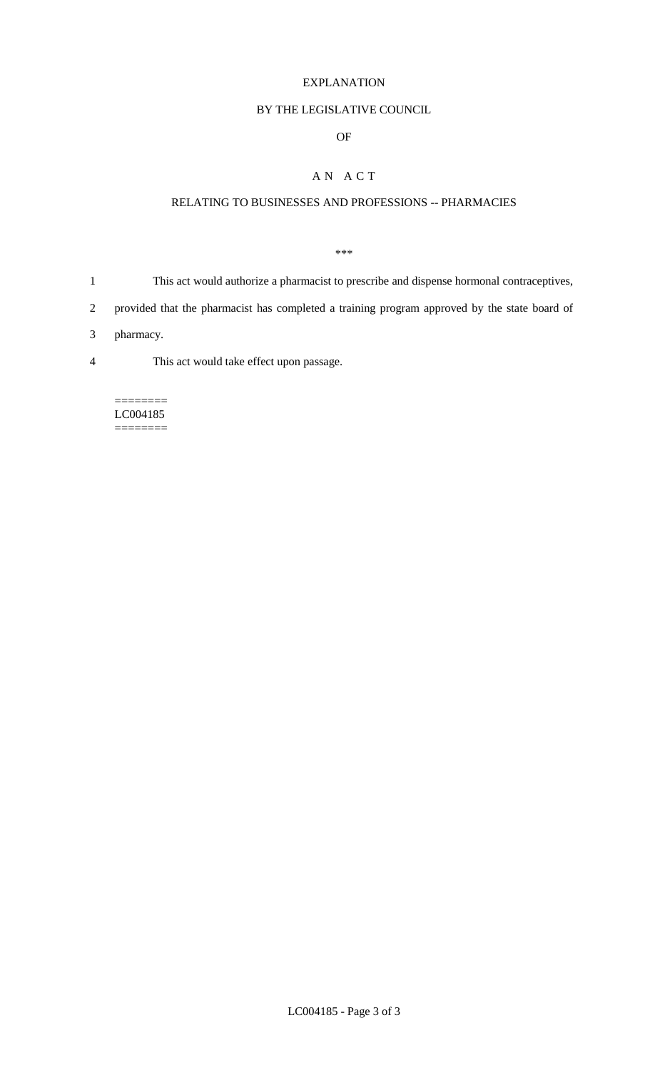EXPLANATION

BY THE LEGISLATIVE COUNCIL

OF

# A N A C T

RELATING TO BUSINESSES AND PROFESSIONS -- PHARMACIES

\*\*\*

1 This act would authorize a pharmacist to prescribe and dispense hormonal contraceptives,
2 provided that the pharmacist has completed a training program approved by the state board of
3 pharmacy.

4 This act would take effect upon passage.

========
LC004185
========